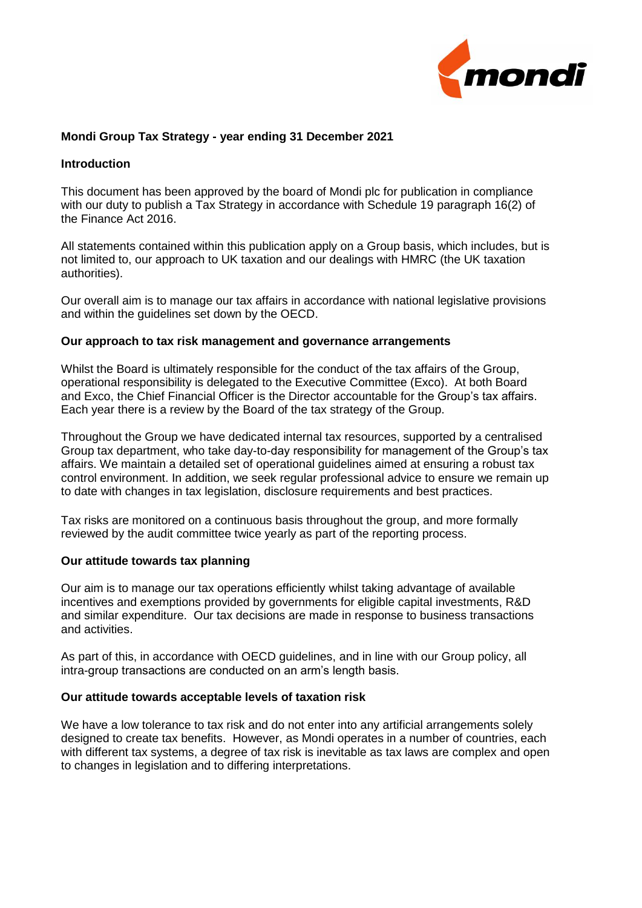# Mondi Group Tax Strategy - year ending 31 December 2021

## Introduction

This document has been approved by the board of Mondi plc for publication in compliance with our duty to publish a Tax Strategy in accordance with Schedule 19 paragraph 16(2) of the Finance Act 2016.

All statements contained within this publication apply on a Group basis, which includes, but is not limited to, our approach to UK taxation and our dealings with HMRC (the UK taxation authorities).

Our overall aim is to manage our tax affairs in accordance with national legislative provisions and within the guidelines set down by the OECD.

## Our approach to tax risk management and governance arrangements

Whilst the Board is ultimately responsible for the conduct of the tax affairs of the Group, operational responsibility is delegated to the Executive Committee (Exco). At both Board and Exco, the Chief Financial Officer is the Director accountable for the Group's tax affairs. Each year there is a review by the Board of the tax strategy of the Group.

Throughout the Group we have dedicated internal tax resources, supported by a centralised Group tax department, who take day-to-day responsibility for management of the Group's tax affairs. We maintain a detailed set of operational guidelines aimed at ensuring a robust tax control environment. In addition, we seek regular professional advice to ensure we remain up to date with changes in tax legislation, disclosure requirements and best practices.

Tax risks are monitored on a continuous basis throughout the group, and more formally reviewed by the audit committee twice yearly as part of the reporting process.

## Our attitude towards tax planning

Our aim is to manage our tax operations efficiently whilst taking advantage of available incentives and exemptions provided by governments for eligible capital investments, R&D and similar expenditure. Our tax decisions are made in response to business transactions and activities.

As part of this, in accordance with OECD guidelines, and in line with our Group policy, all intra-group transactions are conducted on an arm's length basis.

## Our attitude towards acceptable levels of taxation risk

We have a low tolerance to tax risk and do not enter into any artificial arrangements solely designed to create tax benefits. However, as Mondi operates in a number of countries, each with different tax systems, a degree of tax risk is inevitable as tax laws are complex and open to changes in legislation and to differing interpretations.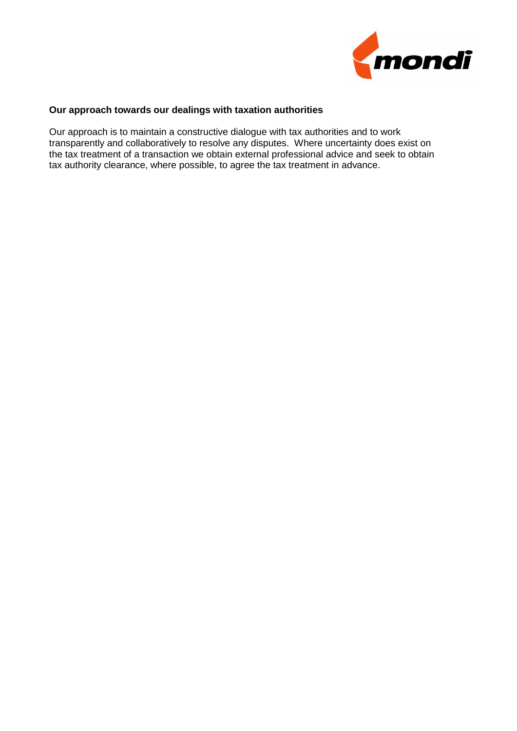**Our approach towards our dealings with taxation authorities**

Our approach is to maintain a constructive dialogue with tax authorities and to work transparently and collaboratively to resolve any disputes. Where uncertainty does exist on the tax treatment of a transaction we obtain external professional advice and seek to obtain tax authority clearance, where possible, to agree the tax treatment in advance.